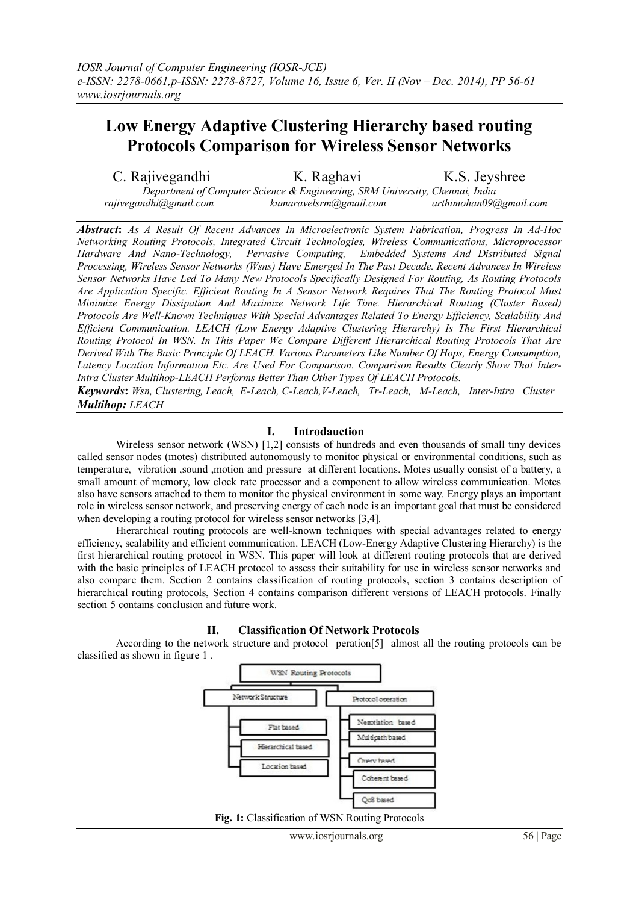# Low Energy Adaptive Clustering Hierarchy based routing Protocols Comparison for Wireless Sensor Networks

C. Rajivegandhi K. Raghavi K.S. Jeyshree

*Department of Computer Science & Engineering, SRM University, Chennai, India*

*rajivegandhi@gmail.com kumaravelsrm@gmail.com arthimohan09@gmail.com*

***Abstract*:** *As A Result Of Recent Advances In Microelectronic System Fabrication, Progress In Ad-Hoc Networking Routing Protocols, Integrated Circuit Technologies, Wireless Communications, Microprocessor Hardware And Nano-Technology, Pervasive Computing, Embedded Systems And Distributed Signal Processing, Wireless Sensor Networks (Wsns) Have Emerged In The Past Decade. Recent Advances In Wireless Sensor Networks Have Led To Many New Protocols Specifically Designed For Routing, As Routing Protocols Are Application Specific. Efficient Routing In A Sensor Network Requires That The Routing Protocol Must Minimize Energy Dissipation And Maximize Network Life Time. Hierarchical Routing (Cluster Based) Protocols Are Well-Known Techniques With Special Advantages Related To Energy Efficiency, Scalability And Efficient Communication. LEACH (Low Energy Adaptive Clustering Hierarchy) Is The First Hierarchical Routing Protocol In WSN. In This Paper We Compare Different Hierarchical Routing Protocols That Are Derived With The Basic Principle Of LEACH. Various Parameters Like Number Of Hops, Energy Consumption, Latency Location Information Etc. Are Used For Comparison. Comparison Results Clearly Show That Inter-Intra Cluster Multihop-LEACH Performs Better Than Other Types Of LEACH Protocols.*

***Keywords*:** *Wsn, Clustering, Leach, E-Leach, C-Leach,V-Leach, Tr-Leach, M-Leach, Inter-Intra Cluster* ***Multihop:*** *LEACH*

## I. Introdauction

Wireless sensor network (WSN) [1,2] consists of hundreds and even thousands of small tiny devices called sensor nodes (motes) distributed autonomously to monitor physical or environmental conditions, such as temperature, vibration ,sound ,motion and pressure at different locations. Motes usually consist of a battery, a small amount of memory, low clock rate processor and a component to allow wireless communication. Motes also have sensors attached to them to monitor the physical environment in some way. Energy plays an important role in wireless sensor network, and preserving energy of each node is an important goal that must be considered when developing a routing protocol for wireless sensor networks [3,4].

Hierarchical routing protocols are well-known techniques with special advantages related to energy efficiency, scalability and efficient communication. LEACH (Low-Energy Adaptive Clustering Hierarchy) is the first hierarchical routing protocol in WSN. This paper will look at different routing protocols that are derived with the basic principles of LEACH protocol to assess their suitability for use in wireless sensor networks and also compare them. Section 2 contains classification of routing protocols, section 3 contains description of hierarchical routing protocols, Section 4 contains comparison different versions of LEACH protocols. Finally section 5 contains conclusion and future work.

## II. Classification Of Network Protocols

According to the network structure and protocol peration[5] almost all the routing protocols can be classified as shown in figure 1 .

WSN Routing Protocols
- Network Structure
  - Flat based
  - Hierarchical based
  - Location based
- Protocol operation
  - Negotiation based
  - Multipath based
  - Query based
  - Coherent based
  - QoS based

**Fig. 1:** Classification of WSN Routing Protocols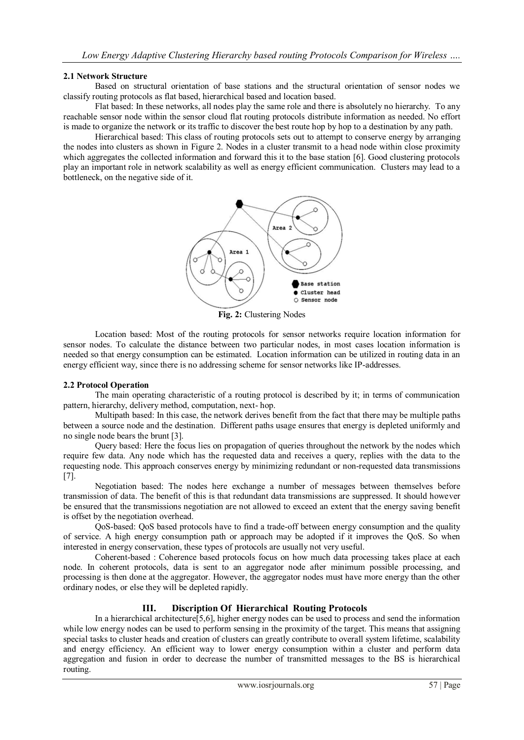### 2.1 Network Structure

Based on structural orientation of base stations and the structural orientation of sensor nodes we classify routing protocols as flat based, hierarchical based and location based.

Flat based: In these networks, all nodes play the same role and there is absolutely no hierarchy. To any reachable sensor node within the sensor cloud flat routing protocols distribute information as needed. No effort is made to organize the network or its traffic to discover the best route hop by hop to a destination by any path.

Hierarchical based: This class of routing protocols sets out to attempt to conserve energy by arranging the nodes into clusters as shown in Figure 2. Nodes in a cluster transmit to a head node within close proximity which aggregates the collected information and forward this it to the base station [6]. Good clustering protocols play an important role in network scalability as well as energy efficient communication. Clusters may lead to a bottleneck, on the negative side of it.

**Fig. 2:** Clustering Nodes

Location based: Most of the routing protocols for sensor networks require location information for sensor nodes. To calculate the distance between two particular nodes, in most cases location information is needed so that energy consumption can be estimated. Location information can be utilized in routing data in an energy efficient way, since there is no addressing scheme for sensor networks like IP-addresses.

### 2.2 Protocol Operation

The main operating characteristic of a routing protocol is described by it; in terms of communication pattern, hierarchy, delivery method, computation, next- hop.

Multipath based: In this case, the network derives benefit from the fact that there may be multiple paths between a source node and the destination. Different paths usage ensures that energy is depleted uniformly and no single node bears the brunt [3].

Query based: Here the focus lies on propagation of queries throughout the network by the nodes which require few data. Any node which has the requested data and receives a query, replies with the data to the requesting node. This approach conserves energy by minimizing redundant or non-requested data transmissions [7].

Negotiation based: The nodes here exchange a number of messages between themselves before transmission of data. The benefit of this is that redundant data transmissions are suppressed. It should however be ensured that the transmissions negotiation are not allowed to exceed an extent that the energy saving benefit is offset by the negotiation overhead.

QoS-based: QoS based protocols have to find a trade-off between energy consumption and the quality of service. A high energy consumption path or approach may be adopted if it improves the QoS. So when interested in energy conservation, these types of protocols are usually not very useful.

Coherent-based : Coherence based protocols focus on how much data processing takes place at each node. In coherent protocols, data is sent to an aggregator node after minimum possible processing, and processing is then done at the aggregator. However, the aggregator nodes must have more energy than the other ordinary nodes, or else they will be depleted rapidly.

## III. Discription Of Hierarchical Routing Protocols

In a hierarchical architecture[5,6], higher energy nodes can be used to process and send the information while low energy nodes can be used to perform sensing in the proximity of the target. This means that assigning special tasks to cluster heads and creation of clusters can greatly contribute to overall system lifetime, scalability and energy efficiency. An efficient way to lower energy consumption within a cluster and perform data aggregation and fusion in order to decrease the number of transmitted messages to the BS is hierarchical routing.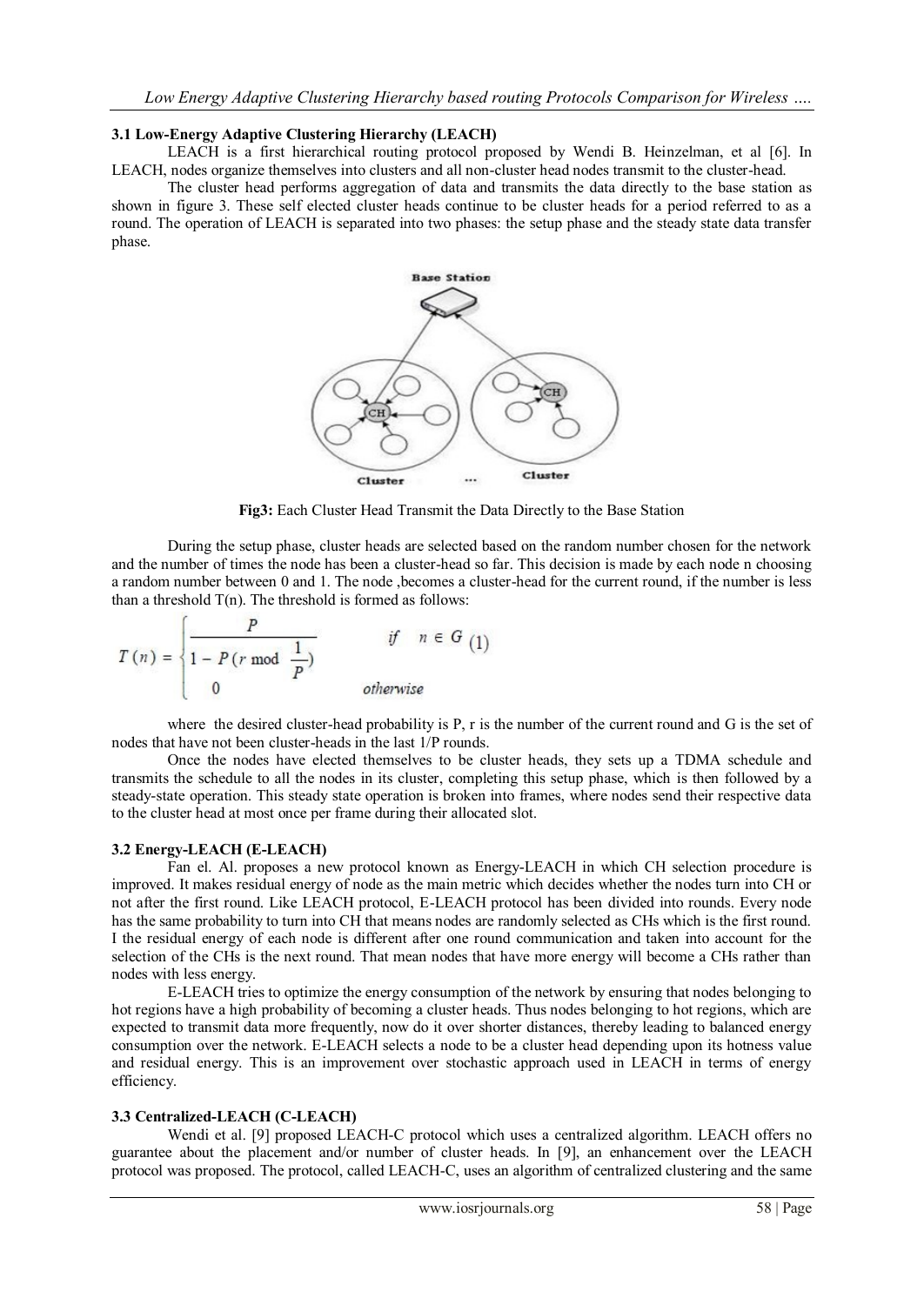### 3.1 Low-Energy Adaptive Clustering Hierarchy (LEACH)

LEACH is a first hierarchical routing protocol proposed by Wendi B. Heinzelman, et al [6]. In LEACH, nodes organize themselves into clusters and all non-cluster head nodes transmit to the cluster-head.

The cluster head performs aggregation of data and transmits the data directly to the base station as shown in figure 3. These self elected cluster heads continue to be cluster heads for a period referred to as a round. The operation of LEACH is separated into two phases: the setup phase and the steady state data transfer phase.

**Fig3:** Each Cluster Head Transmit the Data Directly to the Base Station

During the setup phase, cluster heads are selected based on the random number chosen for the network and the number of times the node has been a cluster-head so far. This decision is made by each node n choosing a random number between 0 and 1. The node ,becomes a cluster-head for the current round, if the number is less than a threshold T(n). The threshold is formed as follows:

$$T(n) = \begin{cases} \dfrac{P}{1 - P\left(r \bmod \dfrac{1}{P}\right)} & \text{if} \quad n \in G \\ 0 & \text{otherwise} \end{cases} \quad (1)$$

where the desired cluster-head probability is P, r is the number of the current round and G is the set of nodes that have not been cluster-heads in the last 1/P rounds.

Once the nodes have elected themselves to be cluster heads, they sets up a TDMA schedule and transmits the schedule to all the nodes in its cluster, completing this setup phase, which is then followed by a steady-state operation. This steady state operation is broken into frames, where nodes send their respective data to the cluster head at most once per frame during their allocated slot.

### 3.2 Energy-LEACH (E-LEACH)

Fan el. Al. proposes a new protocol known as Energy-LEACH in which CH selection procedure is improved. It makes residual energy of node as the main metric which decides whether the nodes turn into CH or not after the first round. Like LEACH protocol, E-LEACH protocol has been divided into rounds. Every node has the same probability to turn into CH that means nodes are randomly selected as CHs which is the first round. I the residual energy of each node is different after one round communication and taken into account for the selection of the CHs is the next round. That mean nodes that have more energy will become a CHs rather than nodes with less energy.

E-LEACH tries to optimize the energy consumption of the network by ensuring that nodes belonging to hot regions have a high probability of becoming a cluster heads. Thus nodes belonging to hot regions, which are expected to transmit data more frequently, now do it over shorter distances, thereby leading to balanced energy consumption over the network. E-LEACH selects a node to be a cluster head depending upon its hotness value and residual energy. This is an improvement over stochastic approach used in LEACH in terms of energy efficiency.

### 3.3 Centralized-LEACH (C-LEACH)

Wendi et al. [9] proposed LEACH-C protocol which uses a centralized algorithm. LEACH offers no guarantee about the placement and/or number of cluster heads. In [9], an enhancement over the LEACH protocol was proposed. The protocol, called LEACH-C, uses an algorithm of centralized clustering and the same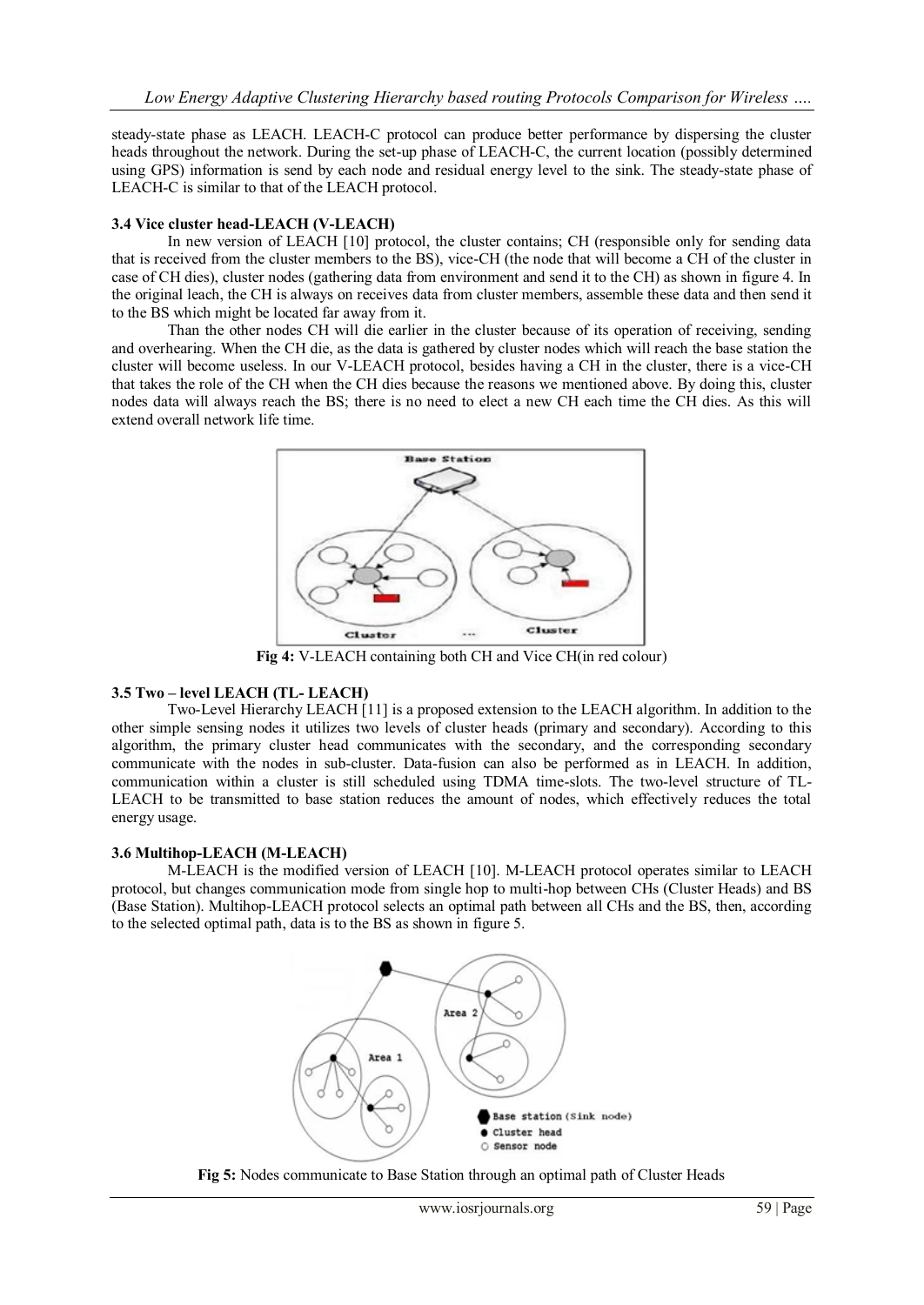steady-state phase as LEACH. LEACH-C protocol can produce better performance by dispersing the cluster heads throughout the network. During the set-up phase of LEACH-C, the current location (possibly determined using GPS) information is send by each node and residual energy level to the sink. The steady-state phase of LEACH-C is similar to that of the LEACH protocol.

### 3.4 Vice cluster head-LEACH (V-LEACH)

In new version of LEACH [10] protocol, the cluster contains; CH (responsible only for sending data that is received from the cluster members to the BS), vice-CH (the node that will become a CH of the cluster in case of CH dies), cluster nodes (gathering data from environment and send it to the CH) as shown in figure 4. In the original leach, the CH is always on receives data from cluster members, assemble these data and then send it to the BS which might be located far away from it.

Than the other nodes CH will die earlier in the cluster because of its operation of receiving, sending and overhearing. When the CH die, as the data is gathered by cluster nodes which will reach the base station the cluster will become useless. In our V-LEACH protocol, besides having a CH in the cluster, there is a vice-CH that takes the role of the CH when the CH dies because the reasons we mentioned above. By doing this, cluster nodes data will always reach the BS; there is no need to elect a new CH each time the CH dies. As this will extend overall network life time.

**Fig 4:** V-LEACH containing both CH and Vice CH(in red colour)

### 3.5 Two – level LEACH (TL- LEACH)

Two-Level Hierarchy LEACH [11] is a proposed extension to the LEACH algorithm. In addition to the other simple sensing nodes it utilizes two levels of cluster heads (primary and secondary). According to this algorithm, the primary cluster head communicates with the secondary, and the corresponding secondary communicate with the nodes in sub-cluster. Data-fusion can also be performed as in LEACH. In addition, communication within a cluster is still scheduled using TDMA time-slots. The two-level structure of TL-LEACH to be transmitted to base station reduces the amount of nodes, which effectively reduces the total energy usage.

### 3.6 Multihop-LEACH (M-LEACH)

M-LEACH is the modified version of LEACH [10]. M-LEACH protocol operates similar to LEACH protocol, but changes communication mode from single hop to multi-hop between CHs (Cluster Heads) and BS (Base Station). Multihop-LEACH protocol selects an optimal path between all CHs and the BS, then, according to the selected optimal path, data is to the BS as shown in figure 5.

**Fig 5:** Nodes communicate to Base Station through an optimal path of Cluster Heads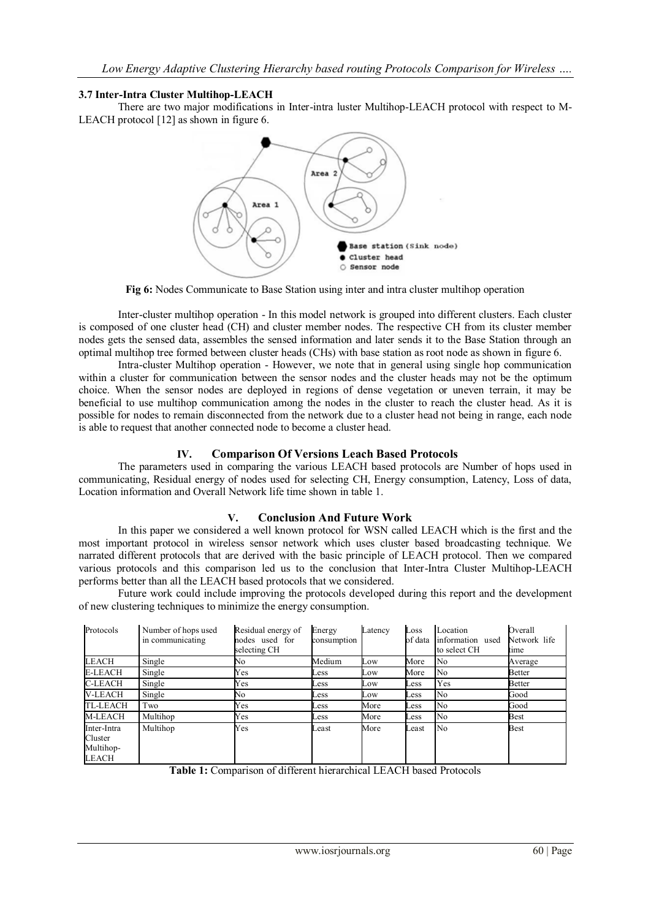### 3.7 Inter-Intra Cluster Multihop-LEACH

There are two major modifications in Inter-intra luster Multihop-LEACH protocol with respect to M-LEACH protocol [12] as shown in figure 6.

**Fig 6:** Nodes Communicate to Base Station using inter and intra cluster multihop operation

Inter-cluster multihop operation - In this model network is grouped into different clusters. Each cluster is composed of one cluster head (CH) and cluster member nodes. The respective CH from its cluster member nodes gets the sensed data, assembles the sensed information and later sends it to the Base Station through an optimal multihop tree formed between cluster heads (CHs) with base station as root node as shown in figure 6.

Intra-cluster Multihop operation - However, we note that in general using single hop communication within a cluster for communication between the sensor nodes and the cluster heads may not be the optimum choice. When the sensor nodes are deployed in regions of dense vegetation or uneven terrain, it may be beneficial to use multihop communication among the nodes in the cluster to reach the cluster head. As it is possible for nodes to remain disconnected from the network due to a cluster head not being in range, each node is able to request that another connected node to become a cluster head.

## IV. Comparison Of Versions Leach Based Protocols

The parameters used in comparing the various LEACH based protocols are Number of hops used in communicating, Residual energy of nodes used for selecting CH, Energy consumption, Latency, Loss of data, Location information and Overall Network life time shown in table 1.

## V. Conclusion And Future Work

In this paper we considered a well known protocol for WSN called LEACH which is the first and the most important protocol in wireless sensor network which uses cluster based broadcasting technique. We narrated different protocols that are derived with the basic principle of LEACH protocol. Then we compared various protocols and this comparison led us to the conclusion that Inter-Intra Cluster Multihop-LEACH performs better than all the LEACH based protocols that we considered.

Future work could include improving the protocols developed during this report and the development of new clustering techniques to minimize the energy consumption.

| Protocols | Number of hops used in communicating | Residual energy of nodes used for selecting CH | Energy consumption | Latency | Loss of data | Location information used to select CH | Overall Network life time |
|---|---|---|---|---|---|---|---|
| LEACH | Single | No | Medium | Low | More | No | Average |
| E-LEACH | Single | Yes | Less | Low | More | No | Better |
| C-LEACH | Single | Yes | Less | Low | Less | Yes | Better |
| V-LEACH | Single | No | Less | Low | Less | No | Good |
| TL-LEACH | Two | Yes | Less | More | Less | No | Good |
| M-LEACH | Multihop | Yes | Less | More | Less | No | Best |
| Inter-Intra Cluster Multihop-LEACH | Multihop | Yes | Least | More | Least | No | Best |

**Table 1:** Comparison of different hierarchical LEACH based Protocols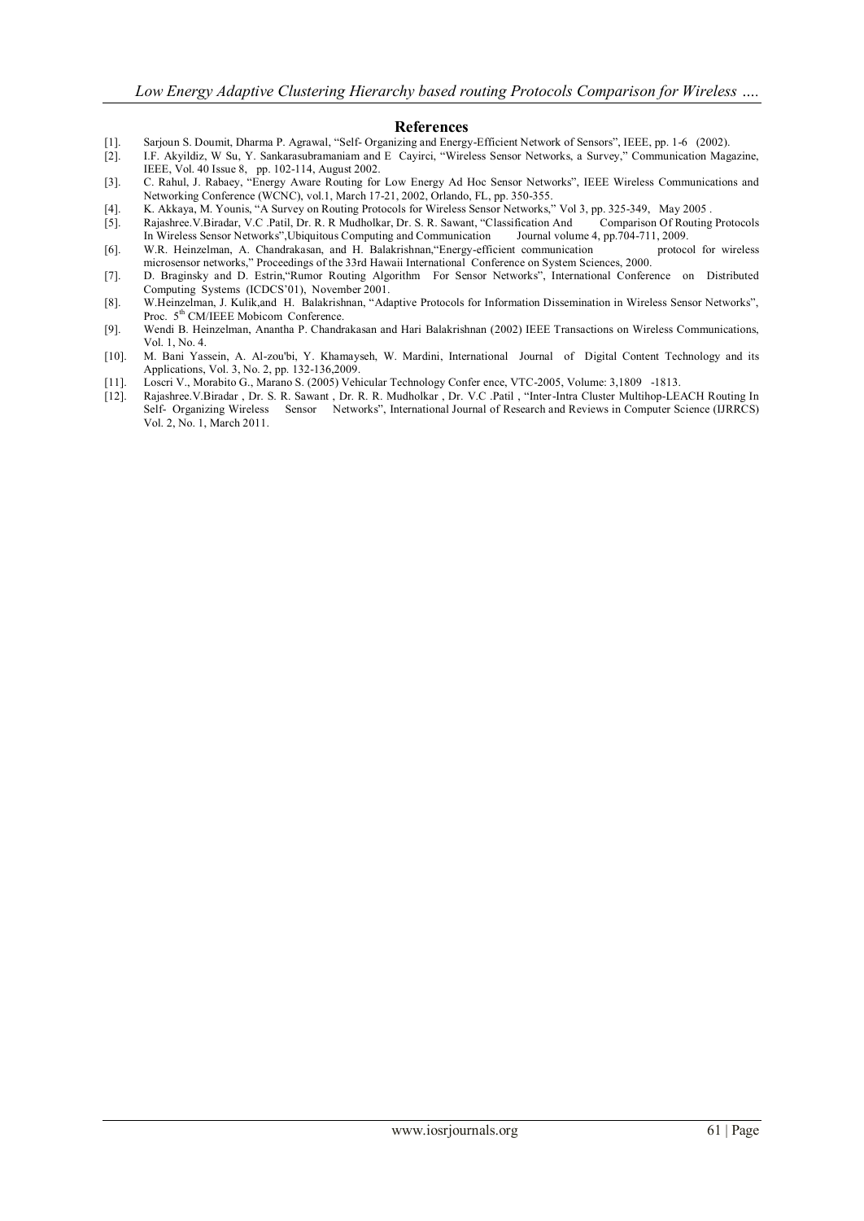## References

[1]. Sarjoun S. Doumit, Dharma P. Agrawal, "Self- Organizing and Energy-Efficient Network of Sensors", IEEE, pp. 1-6 (2002).

[2]. I.F. Akyildiz, W Su, Y. Sankarasubramaniam and E Cayirci, "Wireless Sensor Networks, a Survey," Communication Magazine, IEEE, Vol. 40 Issue 8, pp. 102-114, August 2002.

[3]. C. Rahul, J. Rabaey, "Energy Aware Routing for Low Energy Ad Hoc Sensor Networks", IEEE Wireless Communications and Networking Conference (WCNC), vol.1, March 17-21, 2002, Orlando, FL, pp. 350-355.

[4]. K. Akkaya, M. Younis, "A Survey on Routing Protocols for Wireless Sensor Networks," Vol 3, pp. 325-349, May 2005 .

[5]. Rajashree.V.Biradar, V.C .Patil, Dr. R. R Mudholkar, Dr. S. R. Sawant, "Classification And Comparison Of Routing Protocols In Wireless Sensor Networks",Ubiquitous Computing and Communication Journal volume 4, pp.704-711, 2009.

[6]. W.R. Heinzelman, A. Chandrakasan, and H. Balakrishnan,"Energy-efficient communication protocol for wireless microsensor networks," Proceedings of the 33rd Hawaii International Conference on System Sciences, 2000.

[7]. D. Braginsky and D. Estrin,"Rumor Routing Algorithm For Sensor Networks", International Conference on Distributed Computing Systems (ICDCS'01), November 2001.

[8]. W.Heinzelman, J. Kulik,and H. Balakrishnan, "Adaptive Protocols for Information Dissemination in Wireless Sensor Networks", Proc. 5th CM/IEEE Mobicom Conference.

[9]. Wendi B. Heinzelman, Anantha P. Chandrakasan and Hari Balakrishnan (2002) IEEE Transactions on Wireless Communications, Vol. 1, No. 4.

[10]. M. Bani Yassein, A. Al-zou'bi, Y. Khamayseh, W. Mardini, International Journal of Digital Content Technology and its Applications, Vol. 3, No. 2, pp. 132-136,2009.

[11]. Loscri V., Morabito G., Marano S. (2005) Vehicular Technology Confer ence, VTC-2005, Volume: 3,1809 -1813.

[12]. Rajashree.V.Biradar , Dr. S. R. Sawant , Dr. R. R. Mudholkar , Dr. V.C .Patil , "Inter-Intra Cluster Multihop-LEACH Routing In Self- Organizing Wireless Sensor Networks", International Journal of Research and Reviews in Computer Science (IJRRCS) Vol. 2, No. 1, March 2011.